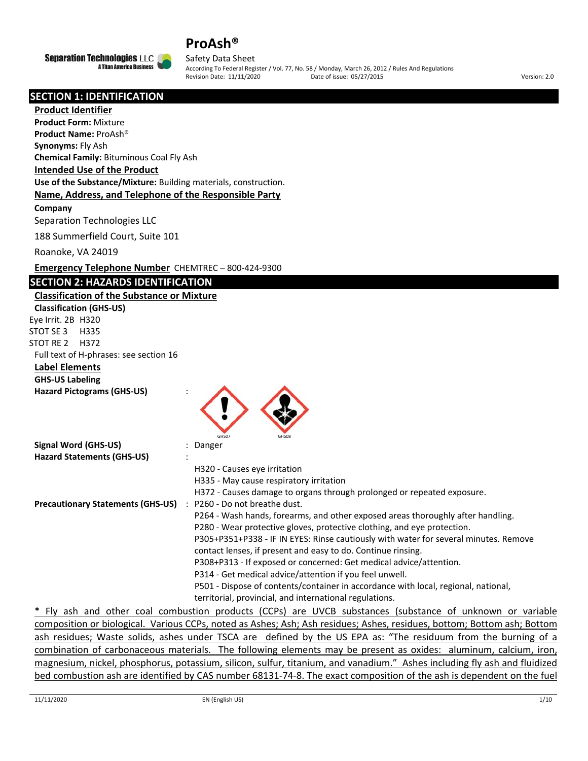# ProAsh®

Separation Technologies LLC
A Titan America Business

Safety Data Sheet
According To Federal Register / Vol. 77, No. 58 / Monday, March 26, 2012 / Rules And Regulations
Revision Date: 11/11/2020 Date of issue: 05/27/2015 Version: 2.0

## SECTION 1: IDENTIFICATION

### Product Identifier

**Product Form:** Mixture
**Product Name:** ProAsh®
**Synonyms:** Fly Ash
**Chemical Family:** Bituminous Coal Fly Ash

### Intended Use of the Product

**Use of the Substance/Mixture:** Building materials, construction.

### Name, Address, and Telephone of the Responsible Party

**Company**

Separation Technologies LLC

188 Summerfield Court, Suite 101

Roanoke, VA 24019

**Emergency Telephone Number** CHEMTREC – 800-424-9300

## SECTION 2: HAZARDS IDENTIFICATION

### Classification of the Substance or Mixture

**Classification (GHS-US)**

Eye Irrit. 2B H320
STOT SE 3 H335
STOT RE 2 H372

Full text of H-phrases: see section 16

### Label Elements

**GHS-US Labeling**

**Hazard Pictograms (GHS-US)** :

GHS07 GHS08

**Signal Word (GHS-US)** : Danger

**Hazard Statements (GHS-US)** :

H320 - Causes eye irritation
H335 - May cause respiratory irritation
H372 - Causes damage to organs through prolonged or repeated exposure.

**Precautionary Statements (GHS-US)** : P260 - Do not breathe dust.
P264 - Wash hands, forearms, and other exposed areas thoroughly after handling.
P280 - Wear protective gloves, protective clothing, and eye protection.
P305+P351+P338 - IF IN EYES: Rinse cautiously with water for several minutes. Remove contact lenses, if present and easy to do. Continue rinsing.
P308+P313 - If exposed or concerned: Get medical advice/attention.
P314 - Get medical advice/attention if you feel unwell.
P501 - Dispose of contents/container in accordance with local, regional, national, territorial, provincial, and international regulations.

* Fly ash and other coal combustion products (CCPs) are UVCB substances (substance of unknown or variable composition or biological. Various CCPs, noted as Ashes; Ash; Ash residues; Ashes, residues, bottom; Bottom ash; Bottom ash residues; Waste solids, ashes under TSCA are defined by the US EPA as: "The residuum from the burning of a combination of carbonaceous materials. The following elements may be present as oxides: aluminum, calcium, iron, magnesium, nickel, phosphorus, potassium, silicon, sulfur, titanium, and vanadium." Ashes including fly ash and fluidized bed combustion ash are identified by CAS number 68131-74-8. The exact composition of the ash is dependent on the fuel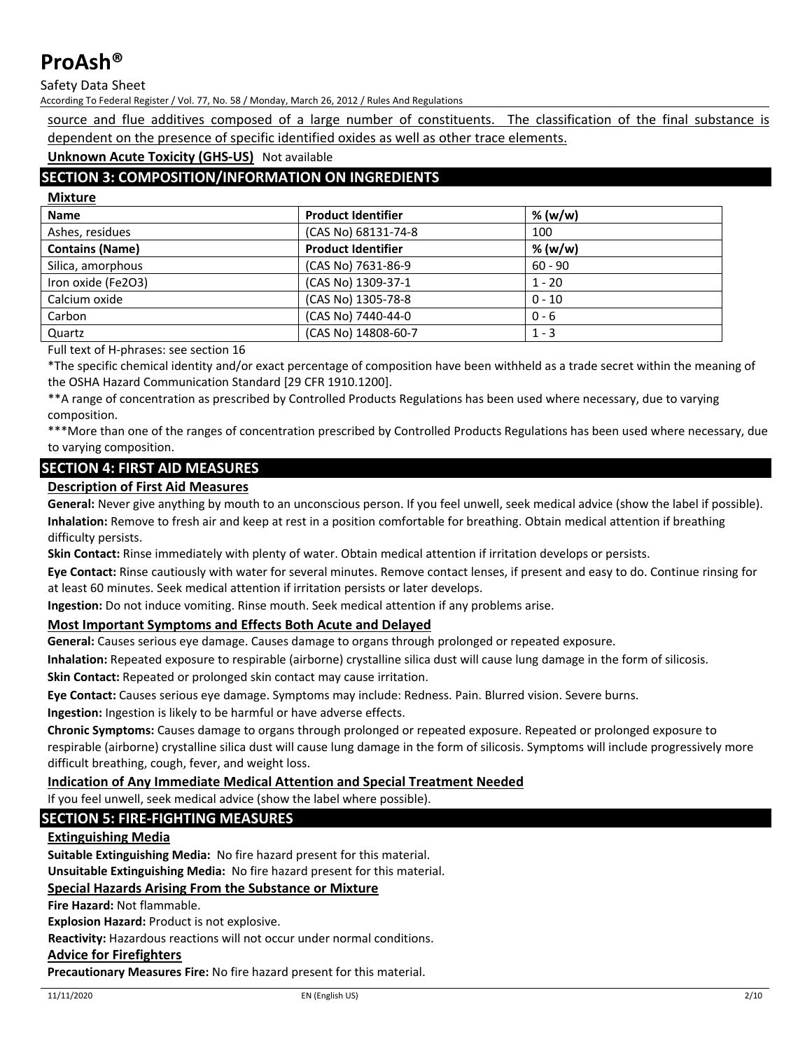source and flue additives composed of a large number of constituents. The classification of the final substance is dependent on the presence of specific identified oxides as well as other trace elements.

**Unknown Acute Toxicity (GHS-US)** Not available

## SECTION 3: COMPOSITION/INFORMATION ON INGREDIENTS

**Mixture**

| Name | Product Identifier | % (w/w) |
|---|---|---|
| Ashes, residues | (CAS No) 68131-74-8 | 100 |
| **Contains (Name)** | **Product Identifier** | **% (w/w)** |
| Silica, amorphous | (CAS No) 7631-86-9 | 60 - 90 |
| Iron oxide (Fe2O3) | (CAS No) 1309-37-1 | 1 - 20 |
| Calcium oxide | (CAS No) 1305-78-8 | 0 - 10 |
| Carbon | (CAS No) 7440-44-0 | 0 - 6 |
| Quartz | (CAS No) 14808-60-7 | 1 - 3 |

Full text of H-phrases: see section 16

*The specific chemical identity and/or exact percentage of composition have been withheld as a trade secret within the meaning of the OSHA Hazard Communication Standard [29 CFR 1910.1200].

**A range of concentration as prescribed by Controlled Products Regulations has been used where necessary, due to varying composition.

***More than one of the ranges of concentration prescribed by Controlled Products Regulations has been used where necessary, due to varying composition.

## SECTION 4: FIRST AID MEASURES

### Description of First Aid Measures

**General:** Never give anything by mouth to an unconscious person. If you feel unwell, seek medical advice (show the label if possible).

**Inhalation:** Remove to fresh air and keep at rest in a position comfortable for breathing. Obtain medical attention if breathing difficulty persists.

**Skin Contact:** Rinse immediately with plenty of water. Obtain medical attention if irritation develops or persists.

**Eye Contact:** Rinse cautiously with water for several minutes. Remove contact lenses, if present and easy to do. Continue rinsing for at least 60 minutes. Seek medical attention if irritation persists or later develops.

**Ingestion:** Do not induce vomiting. Rinse mouth. Seek medical attention if any problems arise.

### Most Important Symptoms and Effects Both Acute and Delayed

**General:** Causes serious eye damage. Causes damage to organs through prolonged or repeated exposure.

**Inhalation:** Repeated exposure to respirable (airborne) crystalline silica dust will cause lung damage in the form of silicosis.

**Skin Contact:** Repeated or prolonged skin contact may cause irritation.

**Eye Contact:** Causes serious eye damage. Symptoms may include: Redness. Pain. Blurred vision. Severe burns.

**Ingestion:** Ingestion is likely to be harmful or have adverse effects.

**Chronic Symptoms:** Causes damage to organs through prolonged or repeated exposure. Repeated or prolonged exposure to respirable (airborne) crystalline silica dust will cause lung damage in the form of silicosis. Symptoms will include progressively more difficult breathing, cough, fever, and weight loss.

### Indication of Any Immediate Medical Attention and Special Treatment Needed

If you feel unwell, seek medical advice (show the label where possible).

## SECTION 5: FIRE-FIGHTING MEASURES

### Extinguishing Media

**Suitable Extinguishing Media:** No fire hazard present for this material.

**Unsuitable Extinguishing Media:** No fire hazard present for this material.

### Special Hazards Arising From the Substance or Mixture

**Fire Hazard:** Not flammable.

**Explosion Hazard:** Product is not explosive.

**Reactivity:** Hazardous reactions will not occur under normal conditions.

### Advice for Firefighters

**Precautionary Measures Fire:** No fire hazard present for this material.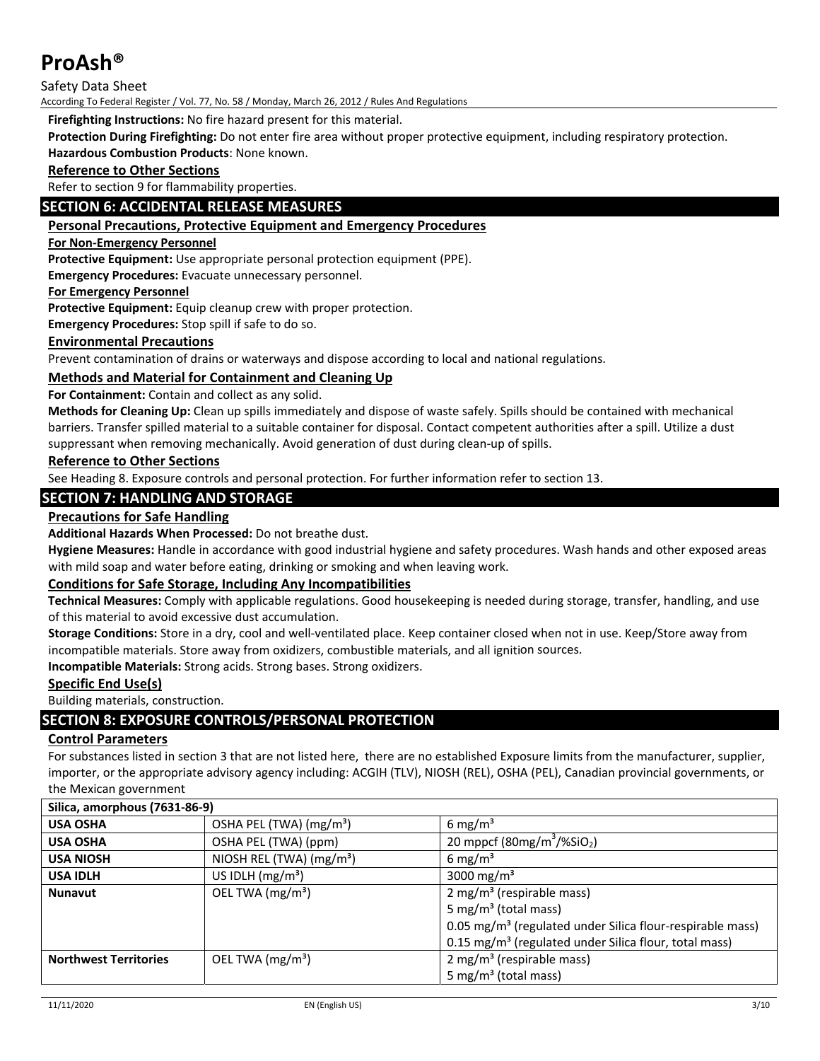**Firefighting Instructions:** No fire hazard present for this material.

**Protection During Firefighting:** Do not enter fire area without proper protective equipment, including respiratory protection.

**Hazardous Combustion Products**: None known.

### Reference to Other Sections

Refer to section 9 for flammability properties.

## SECTION 6: ACCIDENTAL RELEASE MEASURES

### Personal Precautions, Protective Equipment and Emergency Procedures

**For Non-Emergency Personnel**

**Protective Equipment:** Use appropriate personal protection equipment (PPE).

**Emergency Procedures:** Evacuate unnecessary personnel.

**For Emergency Personnel**

**Protective Equipment:** Equip cleanup crew with proper protection.

**Emergency Procedures:** Stop spill if safe to do so.

### Environmental Precautions

Prevent contamination of drains or waterways and dispose according to local and national regulations.

### Methods and Material for Containment and Cleaning Up

**For Containment:** Contain and collect as any solid.

**Methods for Cleaning Up:** Clean up spills immediately and dispose of waste safely. Spills should be contained with mechanical barriers. Transfer spilled material to a suitable container for disposal. Contact competent authorities after a spill. Utilize a dust suppressant when removing mechanically. Avoid generation of dust during clean-up of spills.

### Reference to Other Sections

See Heading 8. Exposure controls and personal protection. For further information refer to section 13.

## SECTION 7: HANDLING AND STORAGE

### Precautions for Safe Handling

**Additional Hazards When Processed:** Do not breathe dust.

**Hygiene Measures:** Handle in accordance with good industrial hygiene and safety procedures. Wash hands and other exposed areas with mild soap and water before eating, drinking or smoking and when leaving work.

### Conditions for Safe Storage, Including Any Incompatibilities

**Technical Measures:** Comply with applicable regulations. Good housekeeping is needed during storage, transfer, handling, and use of this material to avoid excessive dust accumulation.

**Storage Conditions:** Store in a dry, cool and well-ventilated place. Keep container closed when not in use. Keep/Store away from incompatible materials. Store away from oxidizers, combustible materials, and all ignition sources.

**Incompatible Materials:** Strong acids. Strong bases. Strong oxidizers.

### Specific End Use(s)

Building materials, construction.

## SECTION 8: EXPOSURE CONTROLS/PERSONAL PROTECTION

### Control Parameters

For substances listed in section 3 that are not listed here, there are no established Exposure limits from the manufacturer, supplier, importer, or the appropriate advisory agency including: ACGIH (TLV), NIOSH (REL), OSHA (PEL), Canadian provincial governments, or the Mexican government

| Silica, amorphous (7631-86-9) | | |
|---|---|---|
| **USA OSHA** | OSHA PEL (TWA) (mg/m³) | 6 mg/m³ |
| **USA OSHA** | OSHA PEL (TWA) (ppm) | 20 mppcf (80mg/m³/%$SiO_2$) |
| **USA NIOSH** | NIOSH REL (TWA) (mg/m³) | 6 mg/m³ |
| **USA IDLH** | US IDLH (mg/m³) | 3000 mg/m³ |
| **Nunavut** | OEL TWA (mg/m³) | 2 mg/m³ (respirable mass)<br>5 mg/m³ (total mass)<br>0.05 mg/m³ (regulated under Silica flour-respirable mass)<br>0.15 mg/m³ (regulated under Silica flour, total mass) |
| **Northwest Territories** | OEL TWA (mg/m³) | 2 mg/m³ (respirable mass)<br>5 mg/m³ (total mass) |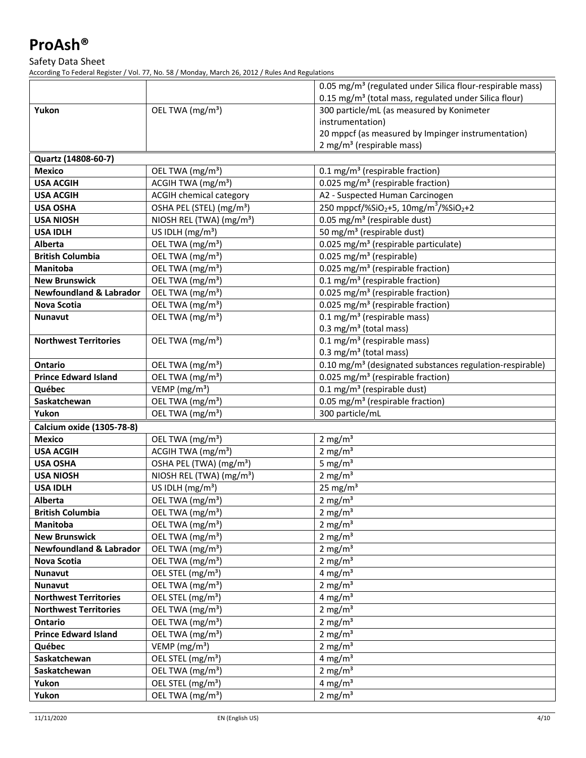| | | |
|---|---|---|
| | | 0.05 mg/m³ (regulated under Silica flour-respirable mass)<br>0.15 mg/m³ (total mass, regulated under Silica flour) |
| **Yukon** | OEL TWA (mg/m³) | 300 particle/mL (as measured by Konimeter instrumentation)<br>20 mppcf (as measured by Impinger instrumentation)<br>2 mg/m³ (respirable mass) |
| **Quartz (14808-60-7)** | | |
| **Mexico** | OEL TWA (mg/m³) | 0.1 mg/m³ (respirable fraction) |
| **USA ACGIH** | ACGIH TWA (mg/m³) | 0.025 mg/m³ (respirable fraction) |
| **USA ACGIH** | ACGIH chemical category | A2 - Suspected Human Carcinogen |
| **USA OSHA** | OSHA PEL (STEL) (mg/m³) | 250 mppcf/%$SiO_2$+5, 10mg/m$^3$/%$SiO_2$+2 |
| **USA NIOSH** | NIOSH REL (TWA) (mg/m³) | 0.05 mg/m³ (respirable dust) |
| **USA IDLH** | US IDLH (mg/m³) | 50 mg/m³ (respirable dust) |
| **Alberta** | OEL TWA (mg/m³) | 0.025 mg/m³ (respirable particulate) |
| **British Columbia** | OEL TWA (mg/m³) | 0.025 mg/m³ (respirable) |
| **Manitoba** | OEL TWA (mg/m³) | 0.025 mg/m³ (respirable fraction) |
| **New Brunswick** | OEL TWA (mg/m³) | 0.1 mg/m³ (respirable fraction) |
| **Newfoundland & Labrador** | OEL TWA (mg/m³) | 0.025 mg/m³ (respirable fraction) |
| **Nova Scotia** | OEL TWA (mg/m³) | 0.025 mg/m³ (respirable fraction) |
| **Nunavut** | OEL TWA (mg/m³) | 0.1 mg/m³ (respirable mass)<br>0.3 mg/m³ (total mass) |
| **Northwest Territories** | OEL TWA (mg/m³) | 0.1 mg/m³ (respirable mass)<br>0.3 mg/m³ (total mass) |
| **Ontario** | OEL TWA (mg/m³) | 0.10 mg/m³ (designated substances regulation-respirable) |
| **Prince Edward Island** | OEL TWA (mg/m³) | 0.025 mg/m³ (respirable fraction) |
| **Québec** | VEMP (mg/m³) | 0.1 mg/m³ (respirable dust) |
| **Saskatchewan** | OEL TWA (mg/m³) | 0.05 mg/m³ (respirable fraction) |
| **Yukon** | OEL TWA (mg/m³) | 300 particle/mL |
| **Calcium oxide (1305-78-8)** | | |
| **Mexico** | OEL TWA (mg/m³) | 2 mg/m³ |
| **USA ACGIH** | ACGIH TWA (mg/m³) | 2 mg/m³ |
| **USA OSHA** | OSHA PEL (TWA) (mg/m³) | 5 mg/m³ |
| **USA NIOSH** | NIOSH REL (TWA) (mg/m³) | 2 mg/m³ |
| **USA IDLH** | US IDLH (mg/m³) | 25 mg/m³ |
| **Alberta** | OEL TWA (mg/m³) | 2 mg/m³ |
| **British Columbia** | OEL TWA (mg/m³) | 2 mg/m³ |
| **Manitoba** | OEL TWA (mg/m³) | 2 mg/m³ |
| **New Brunswick** | OEL TWA (mg/m³) | 2 mg/m³ |
| **Newfoundland & Labrador** | OEL TWA (mg/m³) | 2 mg/m³ |
| **Nova Scotia** | OEL TWA (mg/m³) | 2 mg/m³ |
| **Nunavut** | OEL STEL (mg/m³) | 4 mg/m³ |
| **Nunavut** | OEL TWA (mg/m³) | 2 mg/m³ |
| **Northwest Territories** | OEL STEL (mg/m³) | 4 mg/m³ |
| **Northwest Territories** | OEL TWA (mg/m³) | 2 mg/m³ |
| **Ontario** | OEL TWA (mg/m³) | 2 mg/m³ |
| **Prince Edward Island** | OEL TWA (mg/m³) | 2 mg/m³ |
| **Québec** | VEMP (mg/m³) | 2 mg/m³ |
| **Saskatchewan** | OEL STEL (mg/m³) | 4 mg/m³ |
| **Saskatchewan** | OEL TWA (mg/m³) | 2 mg/m³ |
| **Yukon** | OEL STEL (mg/m³) | 4 mg/m³ |
| **Yukon** | OEL TWA (mg/m³) | 2 mg/m³ |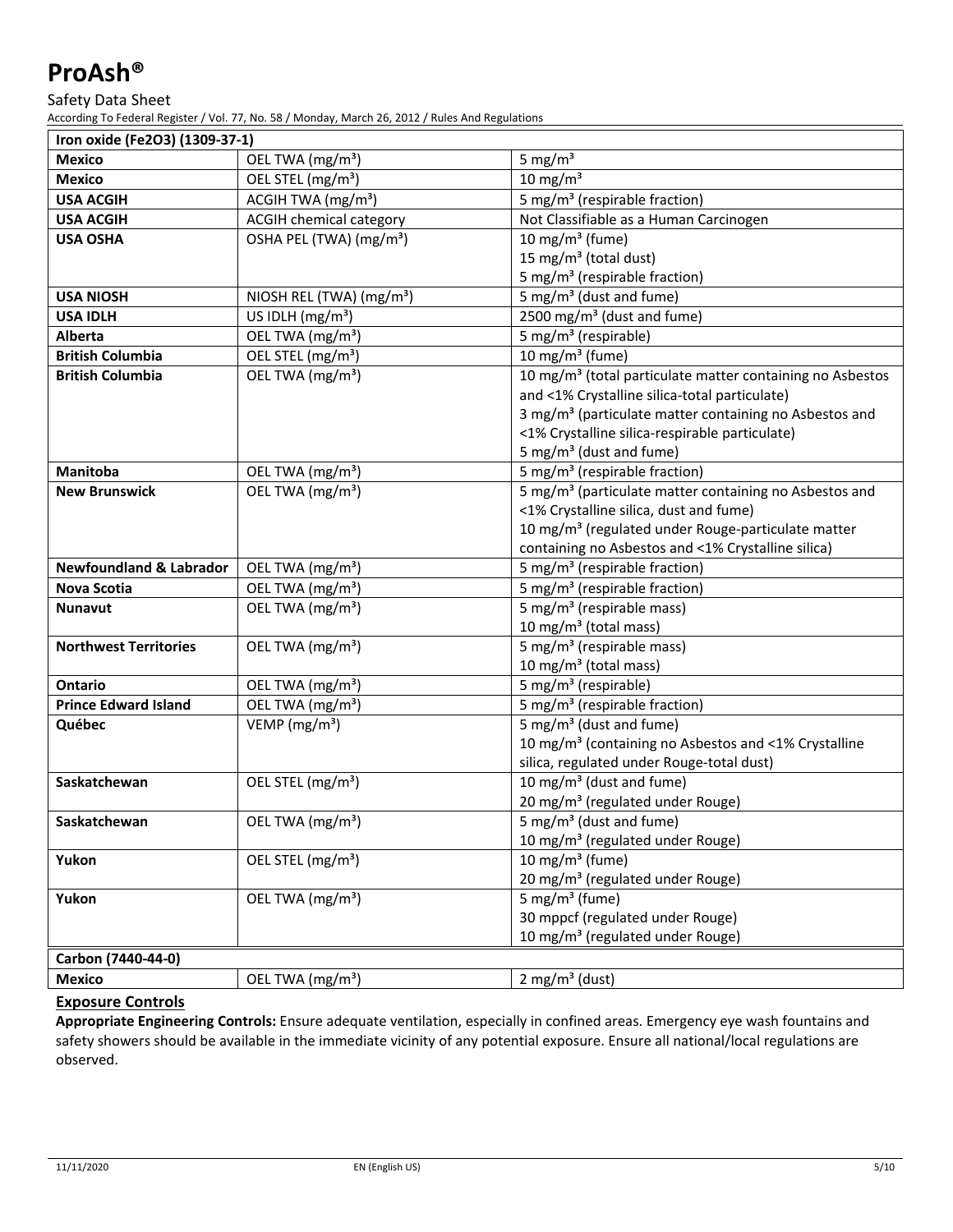| Iron oxide ($Fe_2O_3$) (1309-37-1) | | |
|---|---|---|
| **Mexico** | OEL TWA (mg/m³) | 5 mg/m³ |
| **Mexico** | OEL STEL (mg/m³) | 10 mg/m³ |
| **USA ACGIH** | ACGIH TWA (mg/m³) | 5 mg/m³ (respirable fraction) |
| **USA ACGIH** | ACGIH chemical category | Not Classifiable as a Human Carcinogen |
| **USA OSHA** | OSHA PEL (TWA) (mg/m³) | 10 mg/m³ (fume)<br>15 mg/m³ (total dust)<br>5 mg/m³ (respirable fraction) |
| **USA NIOSH** | NIOSH REL (TWA) (mg/m³) | 5 mg/m³ (dust and fume) |
| **USA IDLH** | US IDLH (mg/m³) | 2500 mg/m³ (dust and fume) |
| **Alberta** | OEL TWA (mg/m³) | 5 mg/m³ (respirable) |
| **British Columbia** | OEL STEL (mg/m³) | 10 mg/m³ (fume) |
| **British Columbia** | OEL TWA (mg/m³) | 10 mg/m³ (total particulate matter containing no Asbestos and <1% Crystalline silica-total particulate)<br>3 mg/m³ (particulate matter containing no Asbestos and <1% Crystalline silica-respirable particulate)<br>5 mg/m³ (dust and fume) |
| **Manitoba** | OEL TWA (mg/m³) | 5 mg/m³ (respirable fraction) |
| **New Brunswick** | OEL TWA (mg/m³) | 5 mg/m³ (particulate matter containing no Asbestos and <1% Crystalline silica, dust and fume)<br>10 mg/m³ (regulated under Rouge-particulate matter containing no Asbestos and <1% Crystalline silica) |
| **Newfoundland & Labrador** | OEL TWA (mg/m³) | 5 mg/m³ (respirable fraction) |
| **Nova Scotia** | OEL TWA (mg/m³) | 5 mg/m³ (respirable fraction) |
| **Nunavut** | OEL TWA (mg/m³) | 5 mg/m³ (respirable mass)<br>10 mg/m³ (total mass) |
| **Northwest Territories** | OEL TWA (mg/m³) | 5 mg/m³ (respirable mass)<br>10 mg/m³ (total mass) |
| **Ontario** | OEL TWA (mg/m³) | 5 mg/m³ (respirable) |
| **Prince Edward Island** | OEL TWA (mg/m³) | 5 mg/m³ (respirable fraction) |
| **Québec** | VEMP (mg/m³) | 5 mg/m³ (dust and fume)<br>10 mg/m³ (containing no Asbestos and <1% Crystalline silica, regulated under Rouge-total dust) |
| **Saskatchewan** | OEL STEL (mg/m³) | 10 mg/m³ (dust and fume)<br>20 mg/m³ (regulated under Rouge) |
| **Saskatchewan** | OEL TWA (mg/m³) | 5 mg/m³ (dust and fume)<br>10 mg/m³ (regulated under Rouge) |
| **Yukon** | OEL STEL (mg/m³) | 10 mg/m³ (fume)<br>20 mg/m³ (regulated under Rouge) |
| **Yukon** | OEL TWA (mg/m³) | 5 mg/m³ (fume)<br>30 mppcf (regulated under Rouge)<br>10 mg/m³ (regulated under Rouge) |
| **Carbon (7440-44-0)** | | |
| **Mexico** | OEL TWA (mg/m³) | 2 mg/m³ (dust) |

**Exposure Controls**

**Appropriate Engineering Controls:** Ensure adequate ventilation, especially in confined areas. Emergency eye wash fountains and safety showers should be available in the immediate vicinity of any potential exposure. Ensure all national/local regulations are observed.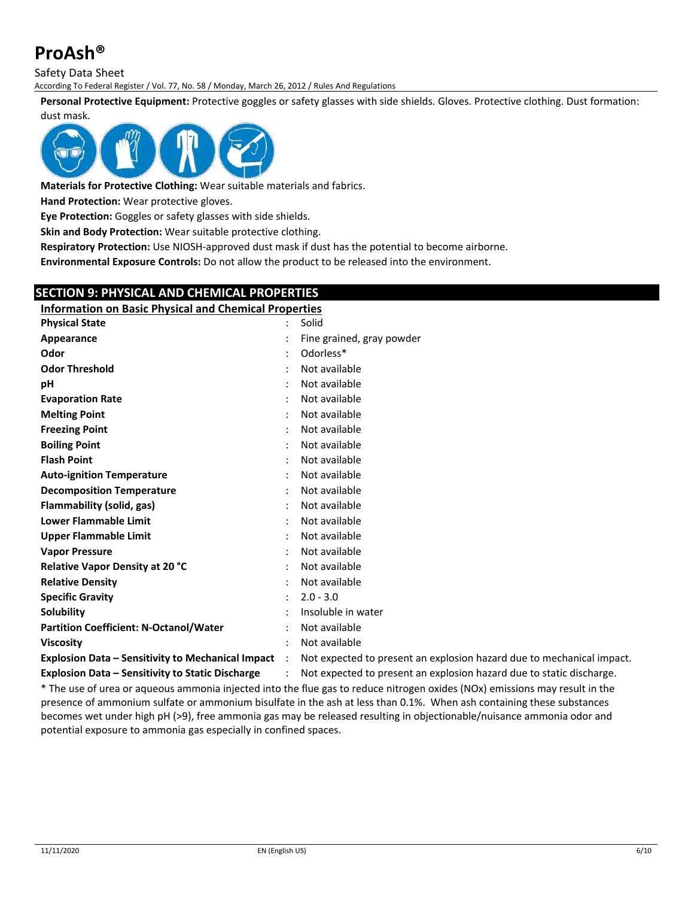**Personal Protective Equipment:** Protective goggles or safety glasses with side shields. Gloves. Protective clothing. Dust formation: dust mask.

**Materials for Protective Clothing:** Wear suitable materials and fabrics.

**Hand Protection:** Wear protective gloves.

**Eye Protection:** Goggles or safety glasses with side shields.

**Skin and Body Protection:** Wear suitable protective clothing.

**Respiratory Protection:** Use NIOSH-approved dust mask if dust has the potential to become airborne.

**Environmental Exposure Controls:** Do not allow the product to be released into the environment.

## SECTION 9: PHYSICAL AND CHEMICAL PROPERTIES

**Information on Basic Physical and Chemical Properties**

| Property | Value |
|---|---|
| **Physical State** | Solid |
| **Appearance** | Fine grained, gray powder |
| **Odor** | Odorless* |
| **Odor Threshold** | Not available |
| **pH** | Not available |
| **Evaporation Rate** | Not available |
| **Melting Point** | Not available |
| **Freezing Point** | Not available |
| **Boiling Point** | Not available |
| **Flash Point** | Not available |
| **Auto-ignition Temperature** | Not available |
| **Decomposition Temperature** | Not available |
| **Flammability (solid, gas)** | Not available |
| **Lower Flammable Limit** | Not available |
| **Upper Flammable Limit** | Not available |
| **Vapor Pressure** | Not available |
| **Relative Vapor Density at 20 °C** | Not available |
| **Relative Density** | Not available |
| **Specific Gravity** | 2.0 - 3.0 |
| **Solubility** | Insoluble in water |
| **Partition Coefficient: N-Octanol/Water** | Not available |
| **Viscosity** | Not available |
| **Explosion Data – Sensitivity to Mechanical Impact** | Not expected to present an explosion hazard due to mechanical impact. |
| **Explosion Data – Sensitivity to Static Discharge** | Not expected to present an explosion hazard due to static discharge. |

* The use of urea or aqueous ammonia injected into the flue gas to reduce nitrogen oxides (NOx) emissions may result in the presence of ammonium sulfate or ammonium bisulfate in the ash at less than 0.1%. When ash containing these substances becomes wet under high pH (>9), free ammonia gas may be released resulting in objectionable/nuisance ammonia odor and potential exposure to ammonia gas especially in confined spaces.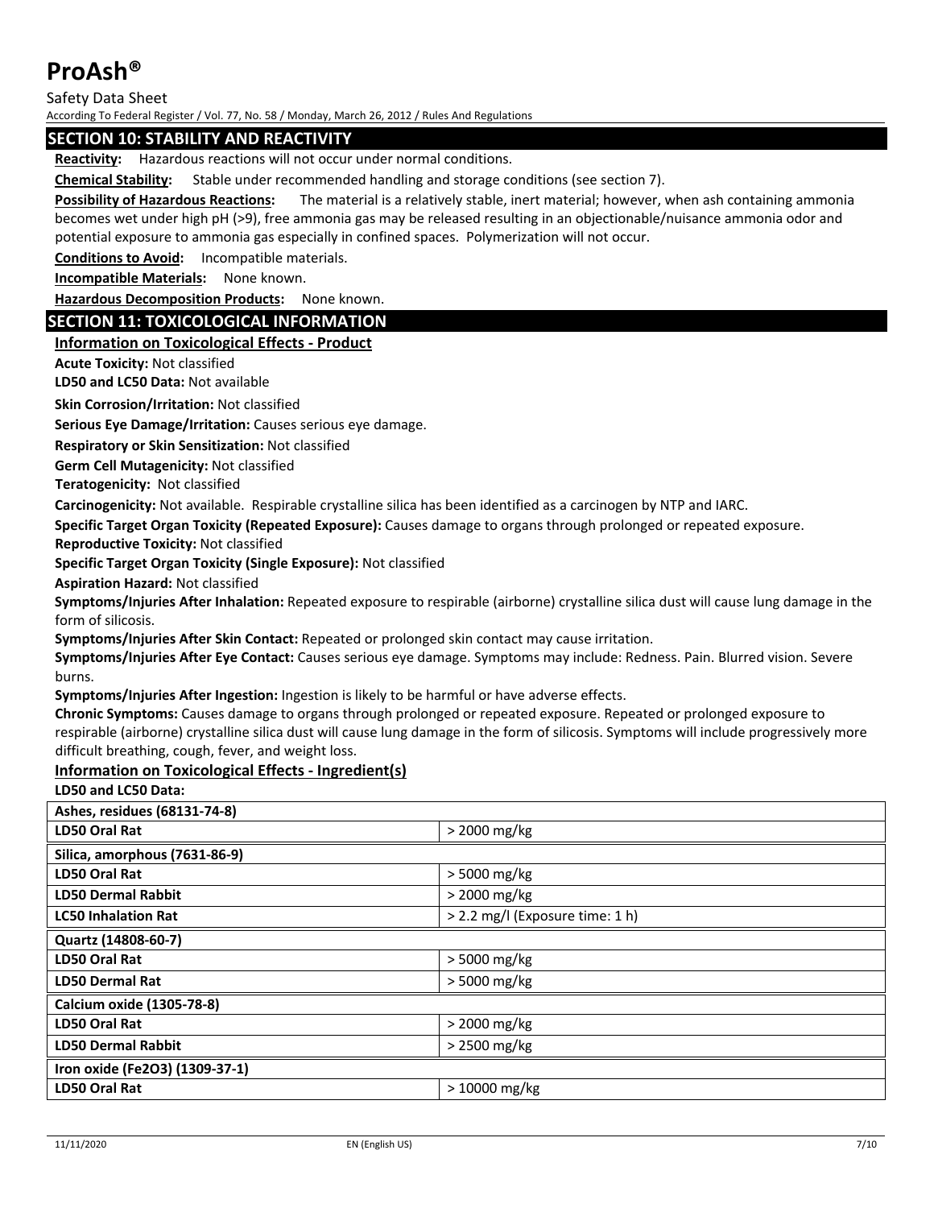## SECTION 10: STABILITY AND REACTIVITY

**Reactivity:** Hazardous reactions will not occur under normal conditions.

**Chemical Stability:** Stable under recommended handling and storage conditions (see section 7).

**Possibility of Hazardous Reactions:** The material is a relatively stable, inert material; however, when ash containing ammonia becomes wet under high pH (>9), free ammonia gas may be released resulting in an objectionable/nuisance ammonia odor and potential exposure to ammonia gas especially in confined spaces. Polymerization will not occur.

**Conditions to Avoid:** Incompatible materials.

**Incompatible Materials:** None known.

**Hazardous Decomposition Products:** None known.

## SECTION 11: TOXICOLOGICAL INFORMATION

### Information on Toxicological Effects - Product

**Acute Toxicity:** Not classified

**LD50 and LC50 Data:** Not available

**Skin Corrosion/Irritation:** Not classified

**Serious Eye Damage/Irritation:** Causes serious eye damage.

**Respiratory or Skin Sensitization:** Not classified

**Germ Cell Mutagenicity:** Not classified

**Teratogenicity:** Not classified

**Carcinogenicity:** Not available. Respirable crystalline silica has been identified as a carcinogen by NTP and IARC.

**Specific Target Organ Toxicity (Repeated Exposure):** Causes damage to organs through prolonged or repeated exposure.

**Reproductive Toxicity:** Not classified

**Specific Target Organ Toxicity (Single Exposure):** Not classified

**Aspiration Hazard:** Not classified

**Symptoms/Injuries After Inhalation:** Repeated exposure to respirable (airborne) crystalline silica dust will cause lung damage in the form of silicosis.

**Symptoms/Injuries After Skin Contact:** Repeated or prolonged skin contact may cause irritation.

**Symptoms/Injuries After Eye Contact:** Causes serious eye damage. Symptoms may include: Redness. Pain. Blurred vision. Severe burns.

**Symptoms/Injuries After Ingestion:** Ingestion is likely to be harmful or have adverse effects.

**Chronic Symptoms:** Causes damage to organs through prolonged or repeated exposure. Repeated or prolonged exposure to respirable (airborne) crystalline silica dust will cause lung damage in the form of silicosis. Symptoms will include progressively more difficult breathing, cough, fever, and weight loss.

### Information on Toxicological Effects - Ingredient(s)

**LD50 and LC50 Data:**

| Ashes, residues (68131-74-8) | |
|---|---|
| **LD50 Oral Rat** | > 2000 mg/kg |
| **Silica, amorphous (7631-86-9)** | |
| **LD50 Oral Rat** | > 5000 mg/kg |
| **LD50 Dermal Rabbit** | > 2000 mg/kg |
| **LC50 Inhalation Rat** | > 2.2 mg/l (Exposure time: 1 h) |
| **Quartz (14808-60-7)** | |
| **LD50 Oral Rat** | > 5000 mg/kg |
| **LD50 Dermal Rat** | > 5000 mg/kg |
| **Calcium oxide (1305-78-8)** | |
| **LD50 Oral Rat** | > 2000 mg/kg |
| **LD50 Dermal Rabbit** | > 2500 mg/kg |
| **Iron oxide ($Fe_2O_3$) (1309-37-1)** | |
| **LD50 Oral Rat** | > 10000 mg/kg |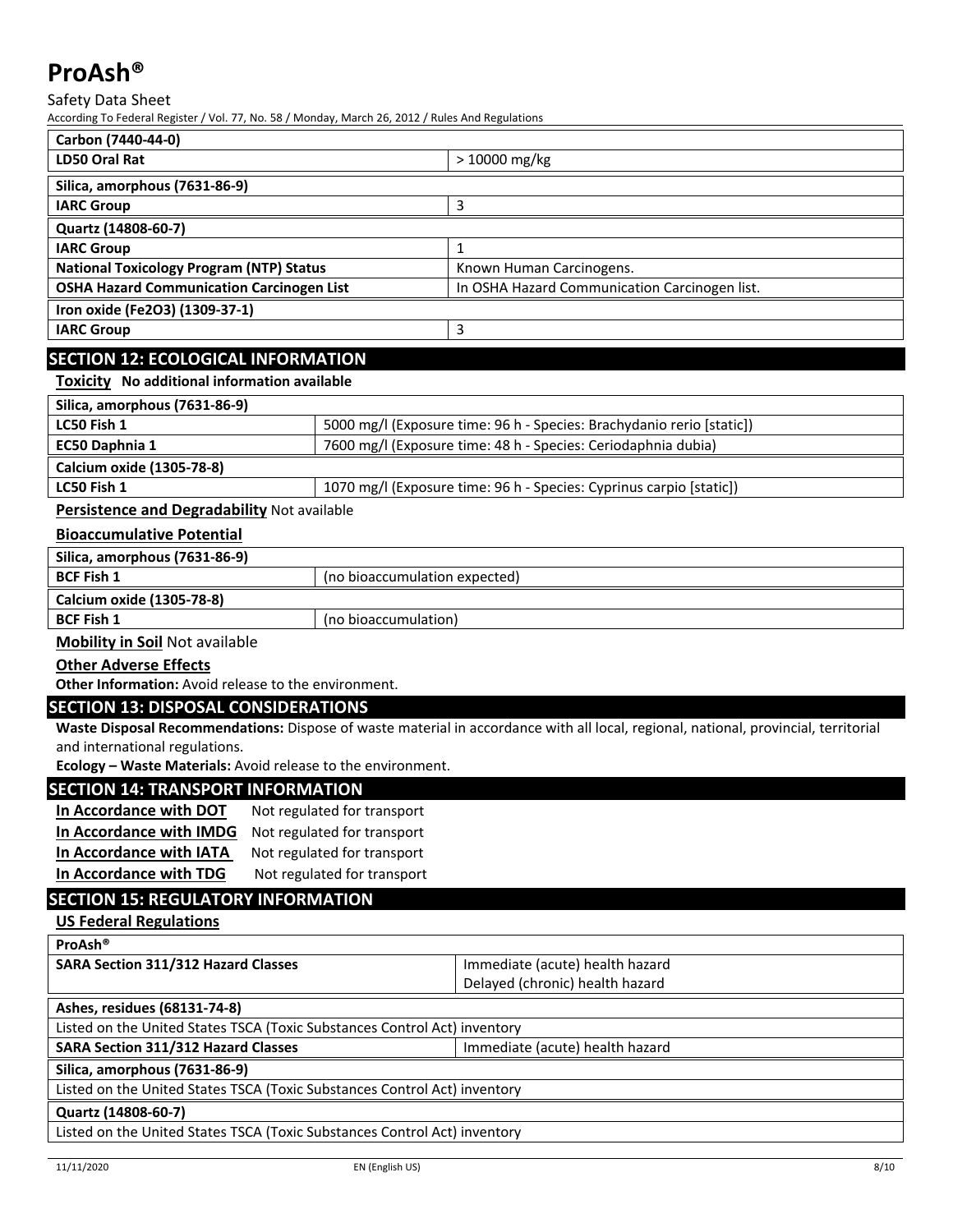| Carbon (7440-44-0) | |
|---|---|
| **LD50 Oral Rat** | > 10000 mg/kg |

| Silica, amorphous (7631-86-9) | |
|---|---|
| **IARC Group** | 3 |

| Quartz (14808-60-7) | |
|---|---|
| **IARC Group** | 1 |
| **National Toxicology Program (NTP) Status** | Known Human Carcinogens. |
| **OSHA Hazard Communication Carcinogen List** | In OSHA Hazard Communication Carcinogen list. |

| Iron oxide ($Fe_2O_3$) (1309-37-1) | |
|---|---|
| **IARC Group** | 3 |

## SECTION 12: ECOLOGICAL INFORMATION

**Toxicity** **No additional information available**

| Silica, amorphous (7631-86-9) | |
|---|---|
| **LC50 Fish 1** | 5000 mg/l (Exposure time: 96 h - Species: Brachydanio rerio [static]) |
| **EC50 Daphnia 1** | 7600 mg/l (Exposure time: 48 h - Species: Ceriodaphnia dubia) |

| Calcium oxide (1305-78-8) | |
|---|---|
| **LC50 Fish 1** | 1070 mg/l (Exposure time: 96 h - Species: Cyprinus carpio [static]) |

**Persistence and Degradability** Not available

**Bioaccumulative Potential**

| Silica, amorphous (7631-86-9) | |
|---|---|
| **BCF Fish 1** | (no bioaccumulation expected) |

| Calcium oxide (1305-78-8) | |
|---|---|
| **BCF Fish 1** | (no bioaccumulation) |

**Mobility in Soil** Not available

**Other Adverse Effects**

**Other Information:** Avoid release to the environment.

## SECTION 13: DISPOSAL CONSIDERATIONS

**Waste Disposal Recommendations:** Dispose of waste material in accordance with all local, regional, national, provincial, territorial and international regulations.

**Ecology – Waste Materials:** Avoid release to the environment.

## SECTION 14: TRANSPORT INFORMATION

**In Accordance with DOT** Not regulated for transport

**In Accordance with IMDG** Not regulated for transport

**In Accordance with IATA** Not regulated for transport

**In Accordance with TDG** Not regulated for transport

## SECTION 15: REGULATORY INFORMATION

**US Federal Regulations**

| ProAsh® | |
|---|---|
| **SARA Section 311/312 Hazard Classes** | Immediate (acute) health hazard<br>Delayed (chronic) health hazard |

| Ashes, residues (68131-74-8) | |
|---|---|
| Listed on the United States TSCA (Toxic Substances Control Act) inventory | |
| **SARA Section 311/312 Hazard Classes** | Immediate (acute) health hazard |

| Silica, amorphous (7631-86-9) |
|---|
| Listed on the United States TSCA (Toxic Substances Control Act) inventory |

| Quartz (14808-60-7) |
|---|
| Listed on the United States TSCA (Toxic Substances Control Act) inventory |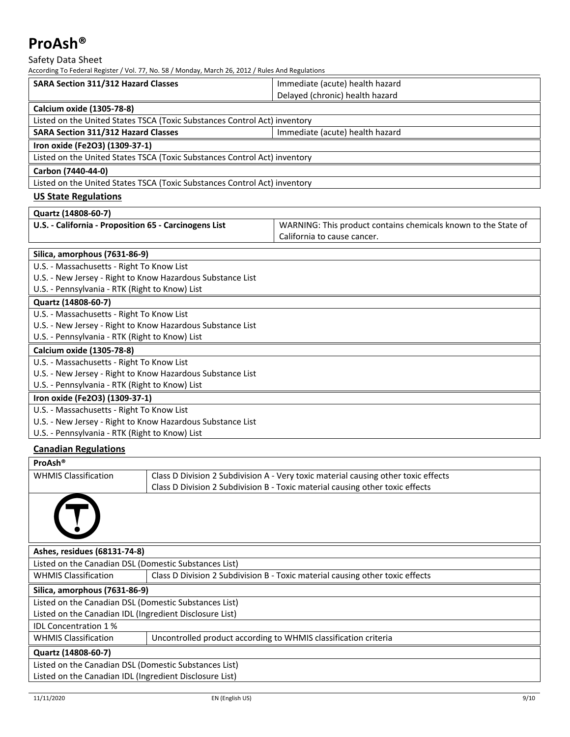| SARA Section 311/312 Hazard Classes | Immediate (acute) health hazard<br>Delayed (chronic) health hazard |
|---|---|

| Calcium oxide (1305-78-8) | |
|---|---|
| Listed on the United States TSCA (Toxic Substances Control Act) inventory | |
| SARA Section 311/312 Hazard Classes | Immediate (acute) health hazard |

| Iron oxide (Fe2O3) (1309-37-1) |
|---|
| Listed on the United States TSCA (Toxic Substances Control Act) inventory |

| Carbon (7440-44-0) |
|---|
| Listed on the United States TSCA (Toxic Substances Control Act) inventory |

## US State Regulations

| Quartz (14808-60-7) | |
|---|---|
| U.S. - California - Proposition 65 - Carcinogens List | WARNING: This product contains chemicals known to the State of California to cause cancer. |

| Silica, amorphous (7631-86-9) |
|---|
| U.S. - Massachusetts - Right To Know List |
| U.S. - New Jersey - Right to Know Hazardous Substance List |
| U.S. - Pennsylvania - RTK (Right to Know) List |

| Quartz (14808-60-7) |
|---|
| U.S. - Massachusetts - Right To Know List |
| U.S. - New Jersey - Right to Know Hazardous Substance List |
| U.S. - Pennsylvania - RTK (Right to Know) List |

| Calcium oxide (1305-78-8) |
|---|
| U.S. - Massachusetts - Right To Know List |
| U.S. - New Jersey - Right to Know Hazardous Substance List |
| U.S. - Pennsylvania - RTK (Right to Know) List |

| Iron oxide (Fe2O3) (1309-37-1) |
|---|
| U.S. - Massachusetts - Right To Know List |
| U.S. - New Jersey - Right to Know Hazardous Substance List |
| U.S. - Pennsylvania - RTK (Right to Know) List |

## Canadian Regulations

| ProAsh® | |
|---|---|
| WHMIS Classification | Class D Division 2 Subdivision A - Very toxic material causing other toxic effects<br>Class D Division 2 Subdivision B - Toxic material causing other toxic effects |

| Ashes, residues (68131-74-8) | |
|---|---|
| Listed on the Canadian DSL (Domestic Substances List) | |
| WHMIS Classification | Class D Division 2 Subdivision B - Toxic material causing other toxic effects |

| Silica, amorphous (7631-86-9) | |
|---|---|
| Listed on the Canadian DSL (Domestic Substances List) | |
| Listed on the Canadian IDL (Ingredient Disclosure List) | |
| IDL Concentration 1 % | |
| WHMIS Classification | Uncontrolled product according to WHMIS classification criteria |

| Quartz (14808-60-7) |
|---|
| Listed on the Canadian DSL (Domestic Substances List) |
| Listed on the Canadian IDL (Ingredient Disclosure List) |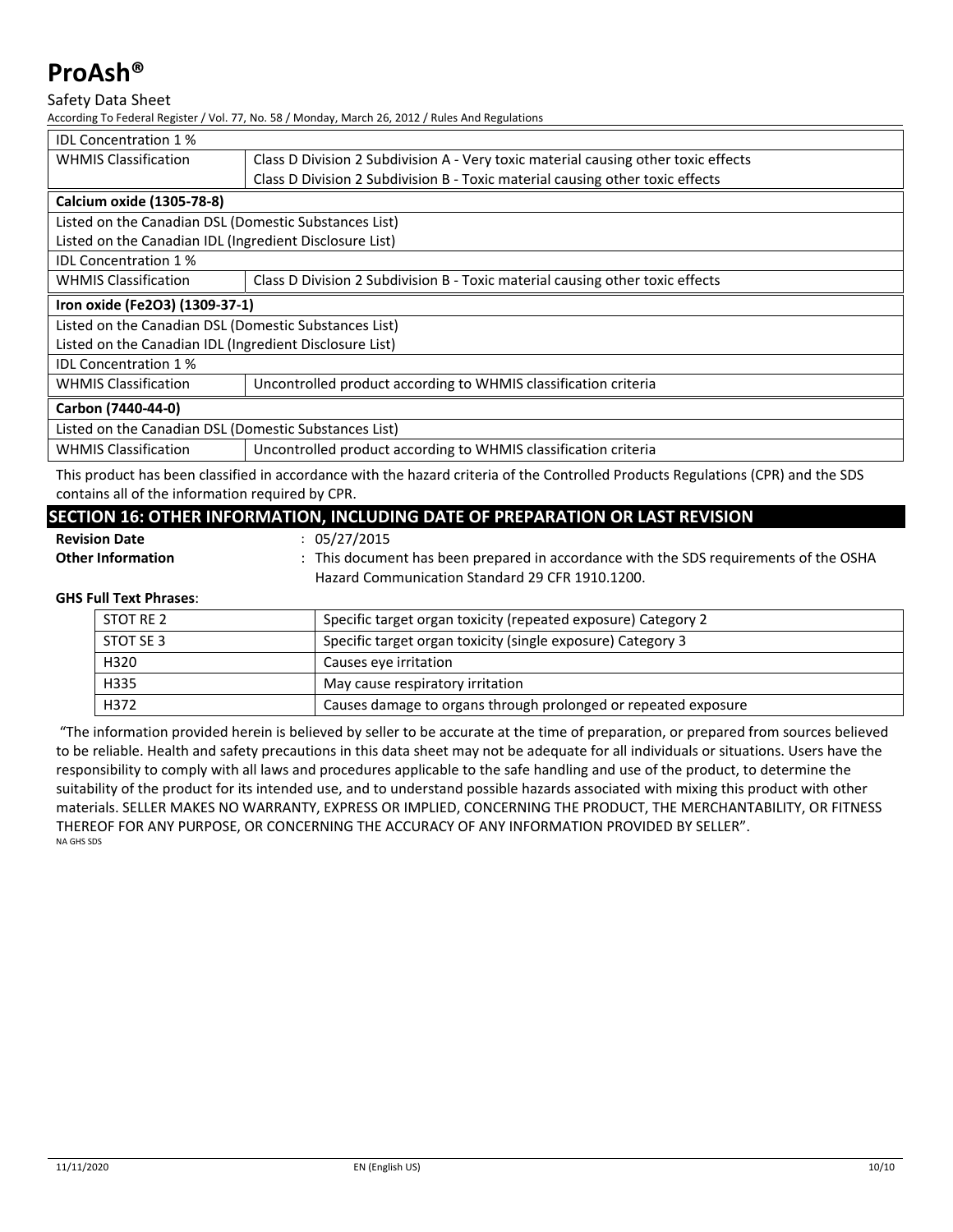| | |
|---|---|
| IDL Concentration 1 % | |
| WHMIS Classification | Class D Division 2 Subdivision A - Very toxic material causing other toxic effects<br>Class D Division 2 Subdivision B - Toxic material causing other toxic effects |

| **Calcium oxide (1305-78-8)** | |
|---|---|
| Listed on the Canadian DSL (Domestic Substances List) | |
| Listed on the Canadian IDL (Ingredient Disclosure List) | |
| IDL Concentration 1 % | |
| WHMIS Classification | Class D Division 2 Subdivision B - Toxic material causing other toxic effects |

| **Iron oxide (Fe2O3) (1309-37-1)** | |
|---|---|
| Listed on the Canadian DSL (Domestic Substances List) | |
| Listed on the Canadian IDL (Ingredient Disclosure List) | |
| IDL Concentration 1 % | |
| WHMIS Classification | Uncontrolled product according to WHMIS classification criteria |

| **Carbon (7440-44-0)** | |
|---|---|
| Listed on the Canadian DSL (Domestic Substances List) | |
| WHMIS Classification | Uncontrolled product according to WHMIS classification criteria |

This product has been classified in accordance with the hazard criteria of the Controlled Products Regulations (CPR) and the SDS contains all of the information required by CPR.

## SECTION 16: OTHER INFORMATION, INCLUDING DATE OF PREPARATION OR LAST REVISION

**Revision Date** : 05/27/2015

**Other Information** : This document has been prepared in accordance with the SDS requirements of the OSHA Hazard Communication Standard 29 CFR 1910.1200.

**GHS Full Text Phrases**:

| | |
|---|---|
| STOT RE 2 | Specific target organ toxicity (repeated exposure) Category 2 |
| STOT SE 3 | Specific target organ toxicity (single exposure) Category 3 |
| H320 | Causes eye irritation |
| H335 | May cause respiratory irritation |
| H372 | Causes damage to organs through prolonged or repeated exposure |

"The information provided herein is believed by seller to be accurate at the time of preparation, or prepared from sources believed to be reliable. Health and safety precautions in this data sheet may not be adequate for all individuals or situations. Users have the responsibility to comply with all laws and procedures applicable to the safe handling and use of the product, to determine the suitability of the product for its intended use, and to understand possible hazards associated with mixing this product with other materials. SELLER MAKES NO WARRANTY, EXPRESS OR IMPLIED, CONCERNING THE PRODUCT, THE MERCHANTABILITY, OR FITNESS THEREOF FOR ANY PURPOSE, OR CONCERNING THE ACCURACY OF ANY INFORMATION PROVIDED BY SELLER".

NA GHS SDS